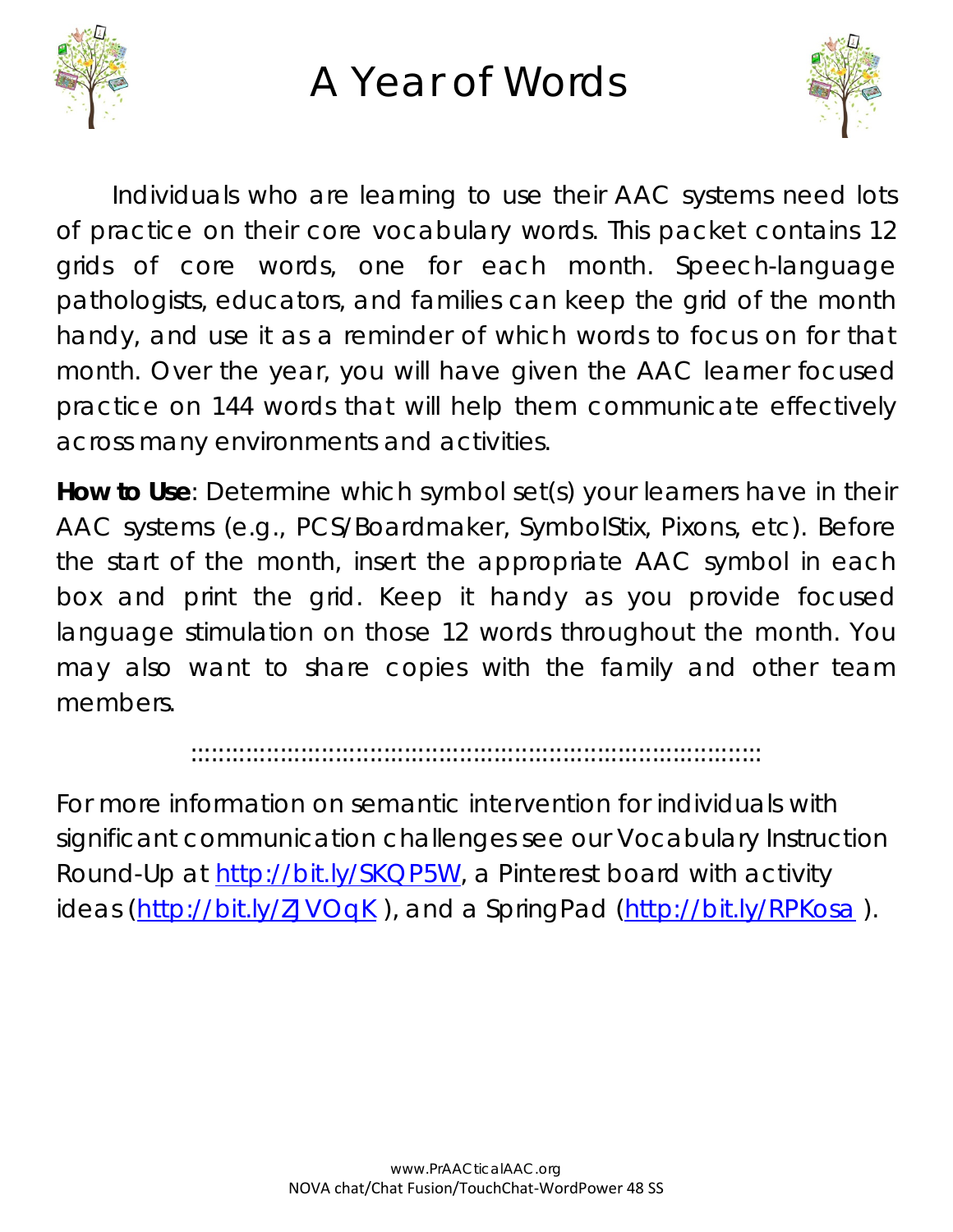# A Year of Words

Individuals who are learning to use their AAC systems need lots of practice on their core vocabulary words. This packet contains 12 grids of core words, one for each month. Speech-language pathologists, educators, and families can keep the grid of the month handy, and use it as a reminder of which words to focus on for that month. Over the year, you will have given the AAC learner focused practice on 144 words that will help them communicate effectively across many environments and activities.

**How to Use**: Determine which symbol set(s) your learners have in their AAC systems (e.g., PCS/Boardmaker, SymbolStix, Pixons, etc). Before the start of the month, insert the appropriate AAC symbol in each box and print the grid. Keep it handy as you provide focused language stimulation on those 12 words throughout the month. You may also want to share copies with the family and other team members.

::::::::::::::::::::::::::::::::::::::::::::::::::::::::::::::::::::::::::::::::::::

For more information on semantic intervention for individuals with significant communication challenges see our Vocabulary Instruction Round-Up at http://bit.ly/SKQP5W, a Pinterest board with activity ideas (http://bit.ly/ZJVOqK ), and a SpringPad (http://bit.ly/RPKosa ).

www.PrAACticalAAC.org
NOVA chat/Chat Fusion/TouchChat-WordPower 48 SS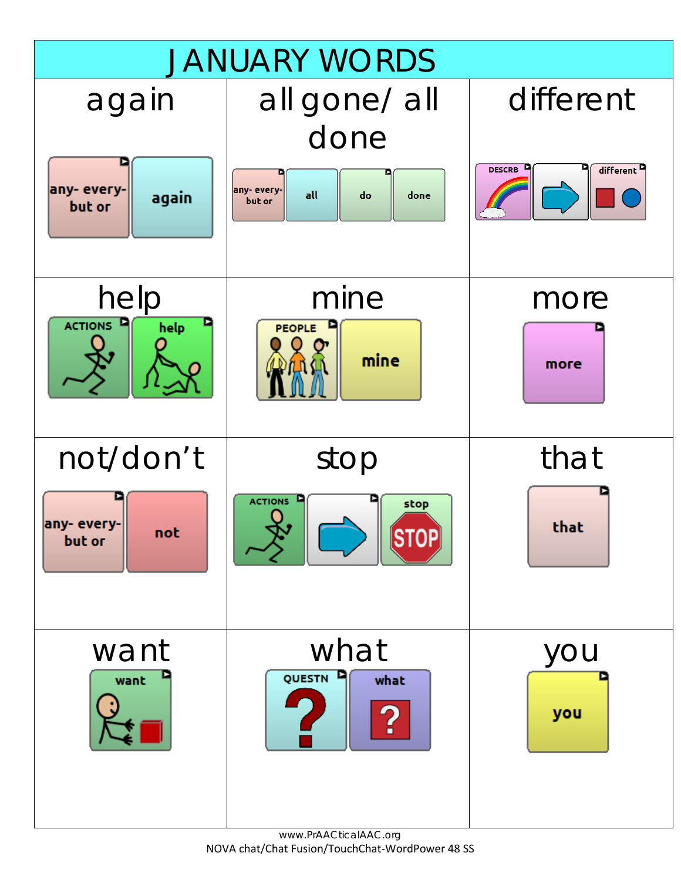# JANUARY WORDS

| again | all gone/ all done | different |
|---|---|---|
| any- every- but or → again | any- every- but or → all → do → done | DESCRB → (arrow) → different |
| **help** | **mine** | **more** |
| ACTIONS → help | PEOPLE → mine | more |
| **not/don't** | **stop** | **that** |
| any- every- but or → not | ACTIONS → (arrow) → stop | that |
| **want** | **what** | **you** |
| want | QUESTN → what | you |

www.PrAACticalAAC.org
NOVA chat/Chat Fusion/TouchChat-WordPower 48 SS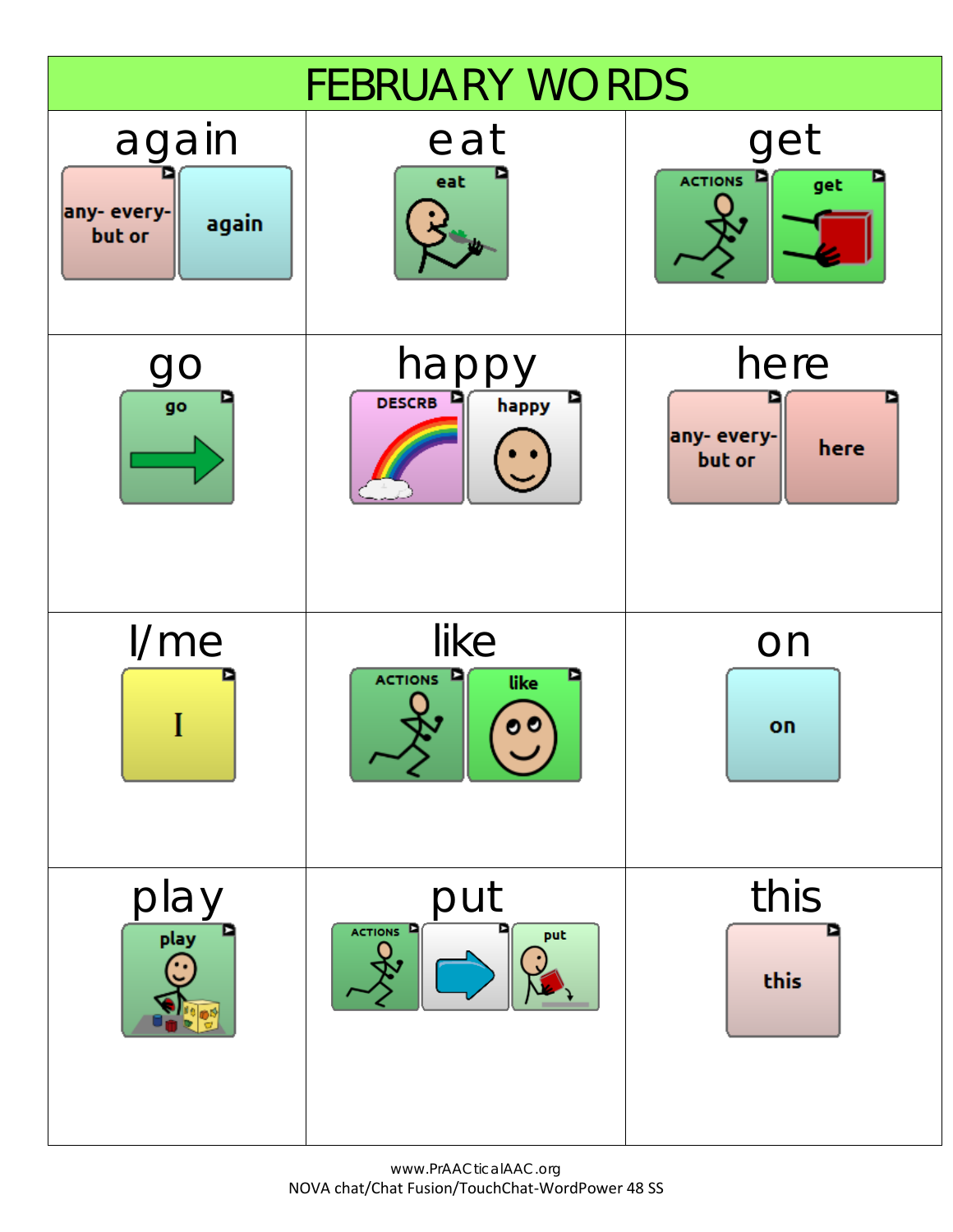# FEBRUARY WORDS

| again | eat | get |
| --- | --- | --- |
| any- every- but or / again | eat | ACTIONS / get |
| **go** | **happy** | **here** |
| go | DESCRB / happy | any- every- but or / here |
| **I/me** | **like** | **on** |
| I | ACTIONS / like | on |
| **play** | **put** | **this** |
| play | ACTIONS / put | this |

www.PrAACticalAAC.org
NOVA chat/Chat Fusion/TouchChat-WordPower 48 SS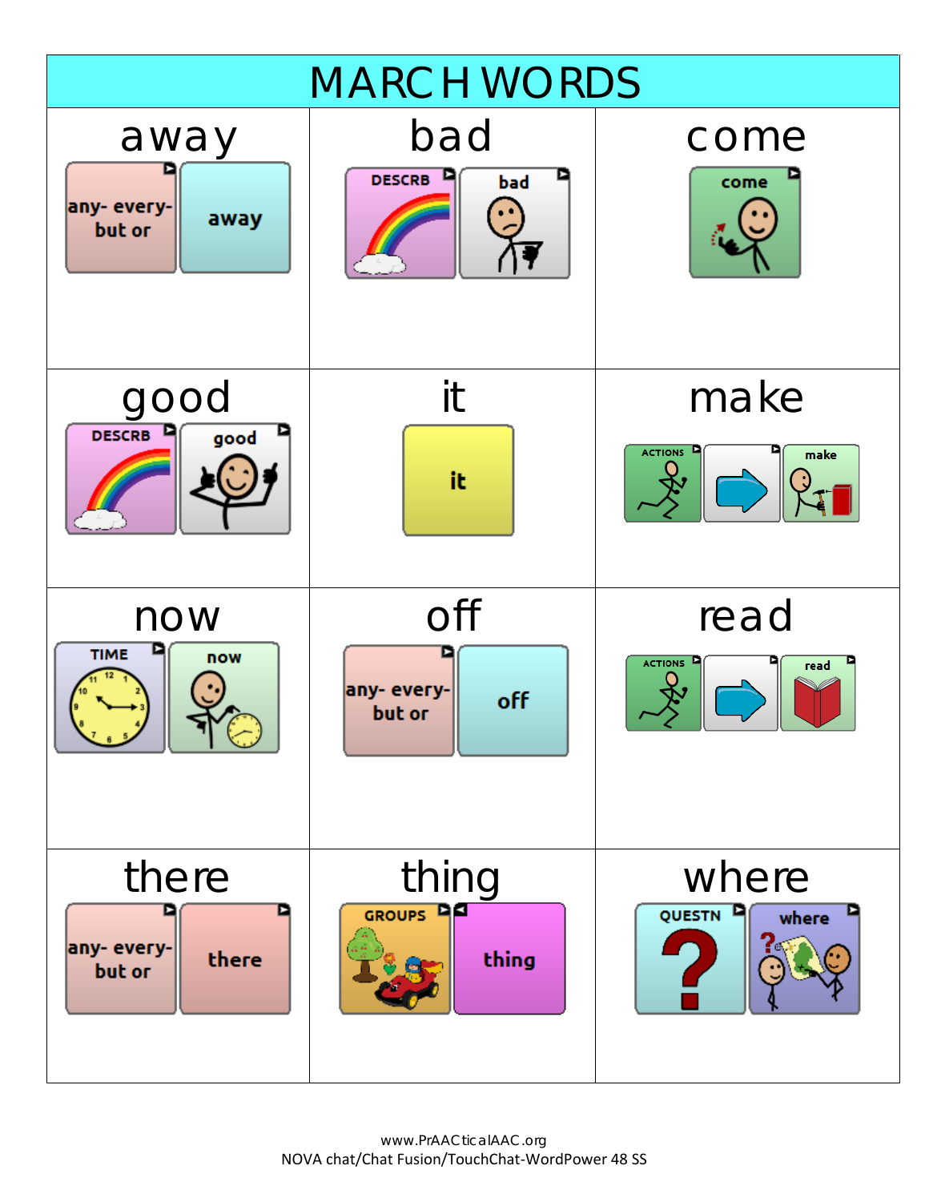# MARCH WORDS

| away | bad | come |
|---|---|---|
| any- every- but or → away | DESCRB → bad | come |
| **good** | **it** | **make** |
| DESCRB → good | it | ACTIONS → (arrow) → make |
| **now** | **off** | **read** |
| TIME → now | any- every- but or → off | ACTIONS → (arrow) → read |
| **there** | **thing** | **where** |
| any- every- but or → there | GROUPS → thing | QUESTN → where |

www.PrAACticalAAC.org
NOVA chat/Chat Fusion/TouchChat-WordPower 48 SS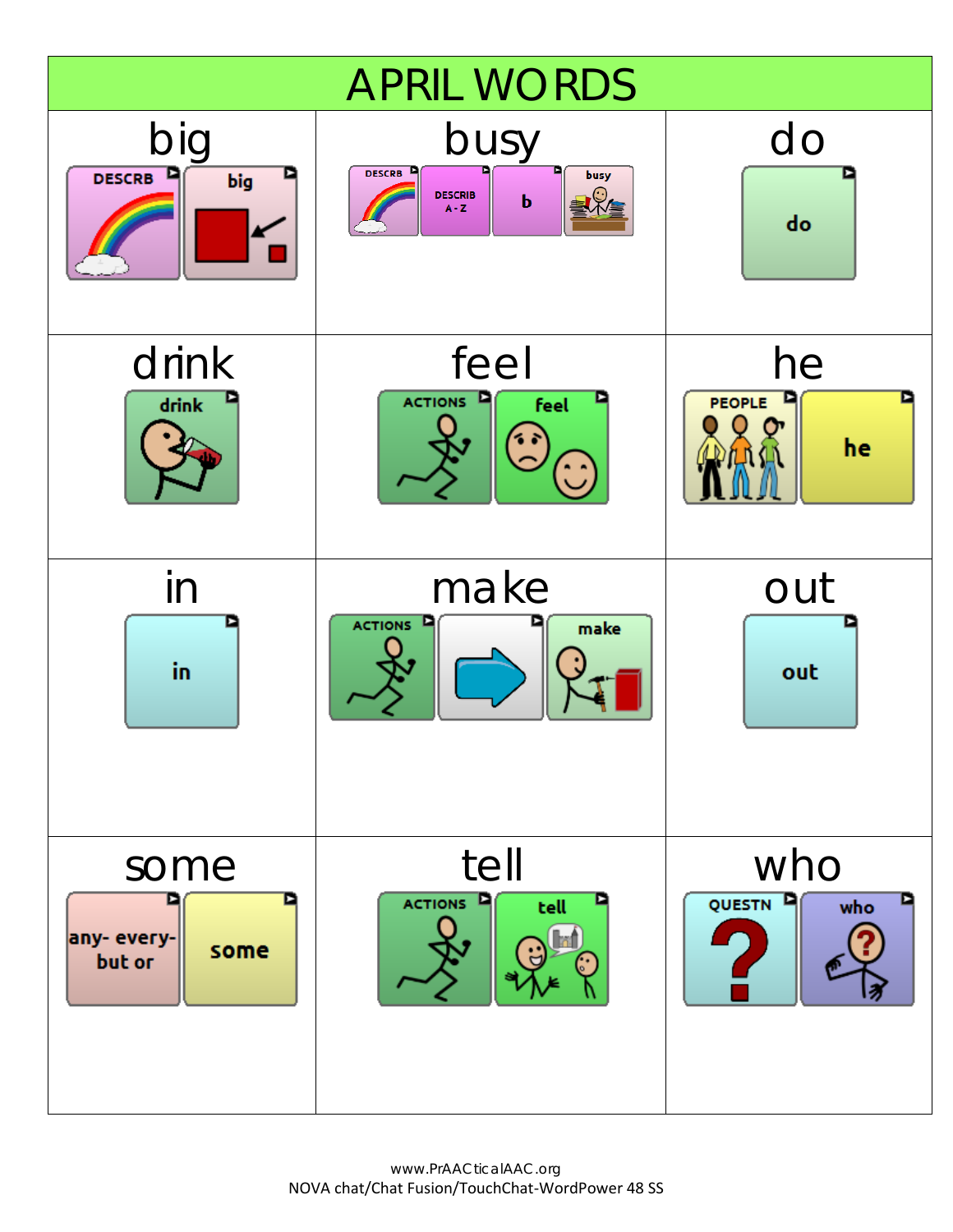# APRIL WORDS

| big | busy | do |
| --- | --- | --- |
| DESCRB → big | DESCRB → DESCRIB A-Z → b → busy | do |
| **drink** | **feel** | **he** |
| drink | ACTIONS → feel | PEOPLE → he |
| **in** | **make** | **out** |
| in | ACTIONS → (arrow) → make | out |
| **some** | **tell** | **who** |
| any- every- but or → some | ACTIONS → tell | QUESTN → who |

www.PrAACticalAAC.org
NOVA chat/Chat Fusion/TouchChat-WordPower 48 SS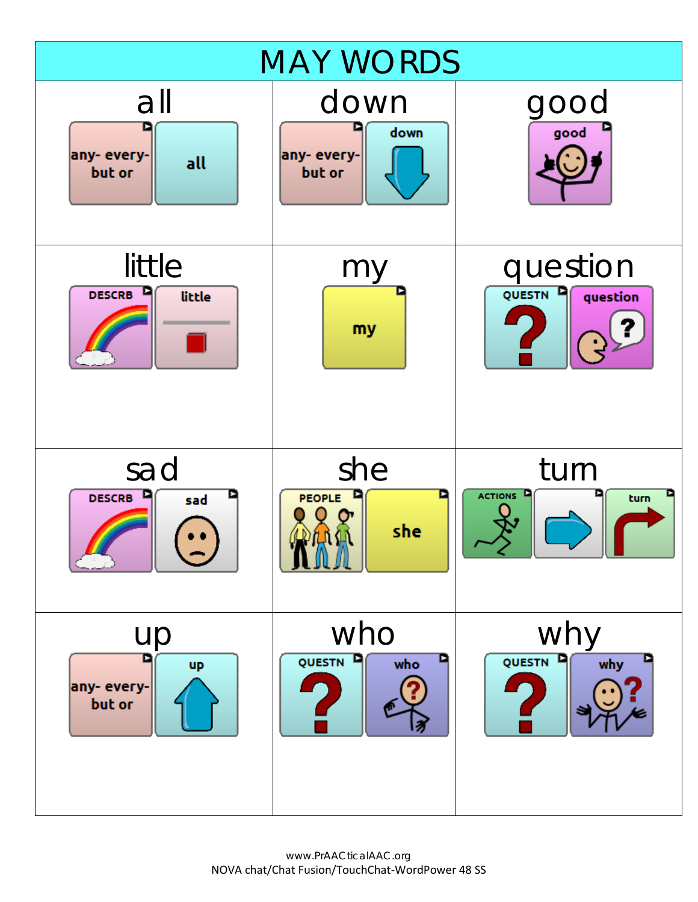# MAY WORDS

| all | down | good |
|---|---|---|
| any- every- but or / all | any- every- but or / down | good |
| **little** | **my** | **question** |
| DESCRB / little | my | QUESTN / question |
| **sad** | **she** | **turn** |
| DESCRB / sad | PEOPLE / she | ACTIONS / turn |
| **up** | **who** | **why** |
| any- every- but or / up | QUESTN / who | QUESTN / why |

www.PrAACticalAAC.org
NOVA chat/Chat Fusion/TouchChat-WordPower 48 SS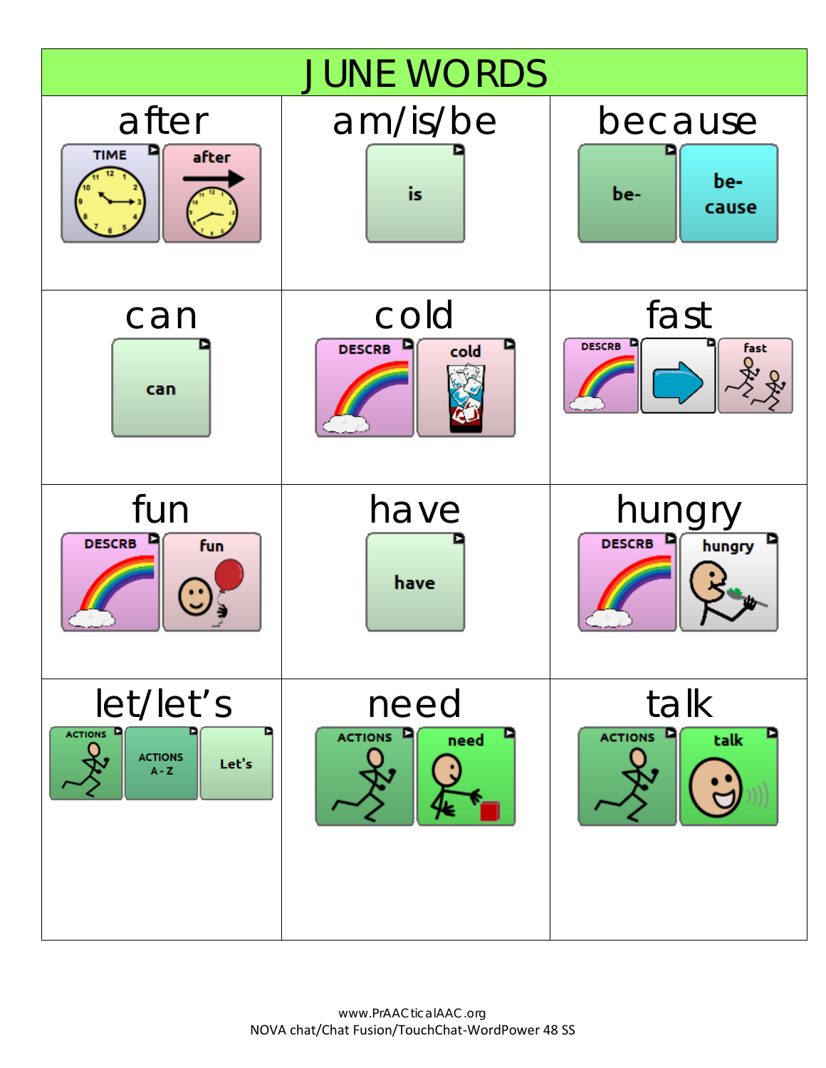# JUNE WORDS

| after | am/is/be | because |
|---|---|---|
| TIME, after | is | be-, be- cause |
| **can** | **cold** | **fast** |
| can | DESCRB, cold | DESCRB, fast |
| **fun** | **have** | **hungry** |
| DESCRB, fun | have | DESCRB, hungry |
| **let/let's** | **need** | **talk** |
| ACTIONS, ACTIONS A - Z, Let's | ACTIONS, need | ACTIONS, talk |

www.PrAACticalAAC.org
NOVA chat/Chat Fusion/TouchChat-WordPower 48 SS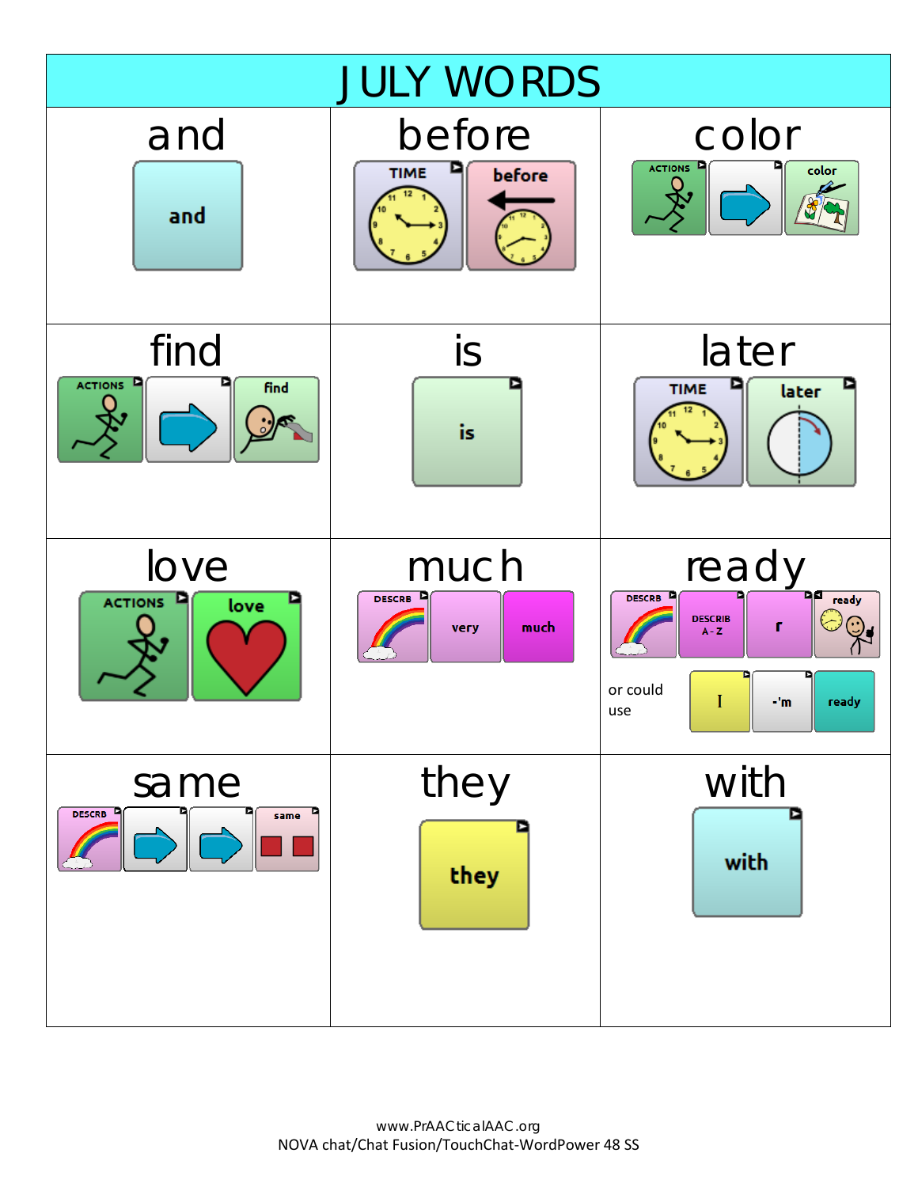# JULY WORDS

| and | before | color |
|---|---|---|
| and | TIME → before | ACTIONS → → → color |
| **find** | **is** | **later** |
| ACTIONS → → → find | is | TIME → later |
| **love** | **much** | **ready** |
| ACTIONS → love | DESCRB → very → much | DESCRB → DESCRIB A-Z → r → ready<br><br>or could use I → -'m → ready |
| **same** | **they** | **with** |
| DESCRB → → → → → same | they | with |

www.PrAACticalAAC.org
NOVA chat/Chat Fusion/TouchChat-WordPower 48 SS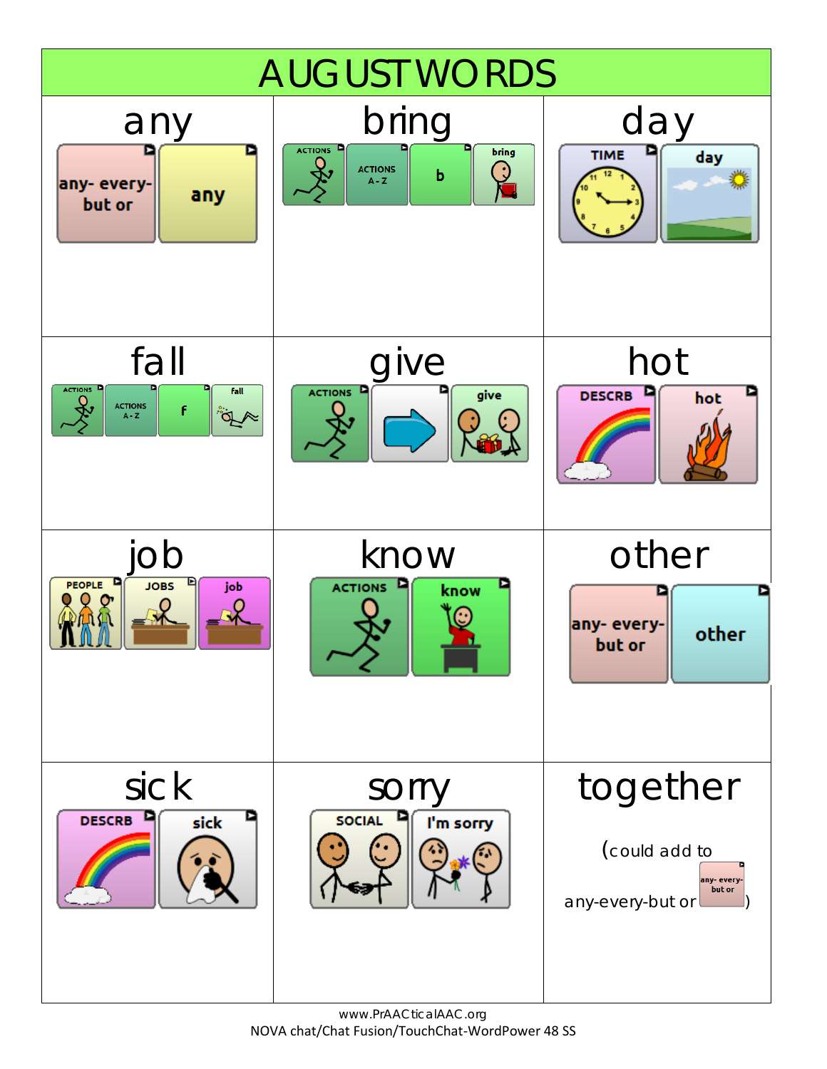# AUGUST WORDS

| any | bring | day |
| --- | --- | --- |
| any- every- but or → any | ACTIONS → ACTIONS A - Z → b → bring | TIME → day |
| **fall** | **give** | **hot** |
| ACTIONS → ACTIONS A - Z → f → fall | ACTIONS → (arrow) → give | DESCRB → hot |
| **job** | **know** | **other** |
| PEOPLE → JOBS → job | ACTIONS → know | any- every- but or → other |
| **sick** | **sorry** | **together** |
| DESCRB → sick | SOCIAL → I'm sorry | (could add to any-every-but or any- every- but or) |

www.PrAACticalAAC.org
NOVA chat/Chat Fusion/TouchChat-WordPower 48 SS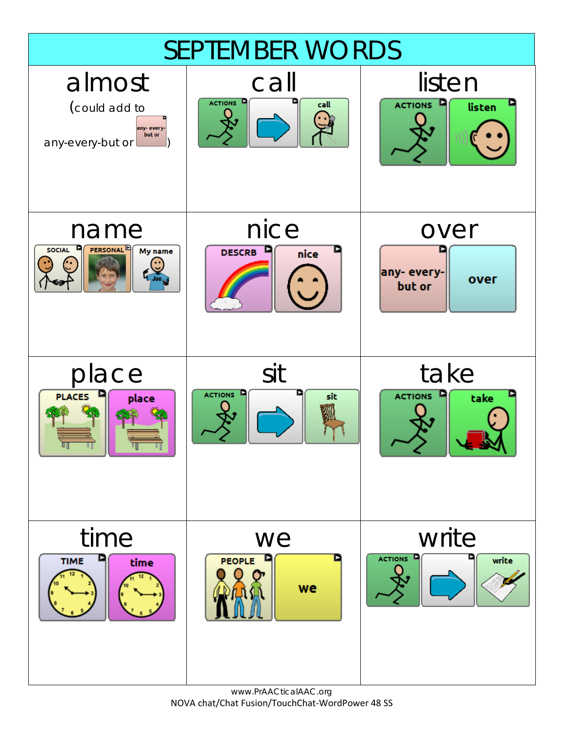# SEPTEMBER WORDS

| almost | call | listen |
|---|---|---|
| (could add to any-every-but or any- every- but or) | ACTIONS → call | ACTIONS listen |
| **name** | **nice** | **over** |
| SOCIAL PERSONAL My name | DESCRB nice | any- every- but or over |
| **place** | **sit** | **take** |
| PLACES place | ACTIONS → sit | ACTIONS take |
| **time** | **we** | **write** |
| TIME time | PEOPLE we | ACTIONS → write |

www.PrAACticalAAC.org
NOVA chat/Chat Fusion/TouchChat-WordPower 48 SS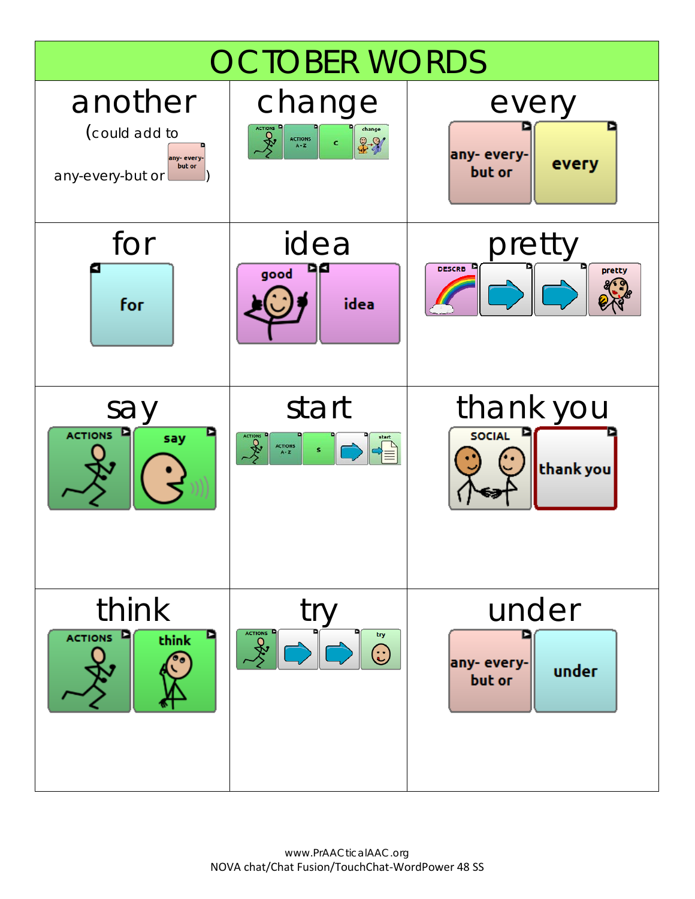# OCTOBER WORDS

| another | change | every |
|---|---|---|
| (could add to any-every-but or [any- every- but or]) | ACTIONS → ACTIONS A-Z → c → change | any- every- but or → every |
| **for** | **idea** | **pretty** |
| for | good → idea | DESCRB → → → pretty |
| **say** | **start** | **thank you** |
| ACTIONS → say | ACTIONS → ACTIONS A-Z → s → → start | SOCIAL → thank you |
| **think** | **try** | **under** |
| ACTIONS → think | ACTIONS → → → try | any- every- but or → under |

www.PrAACticalAAC.org
NOVA chat/Chat Fusion/TouchChat-WordPower 48 SS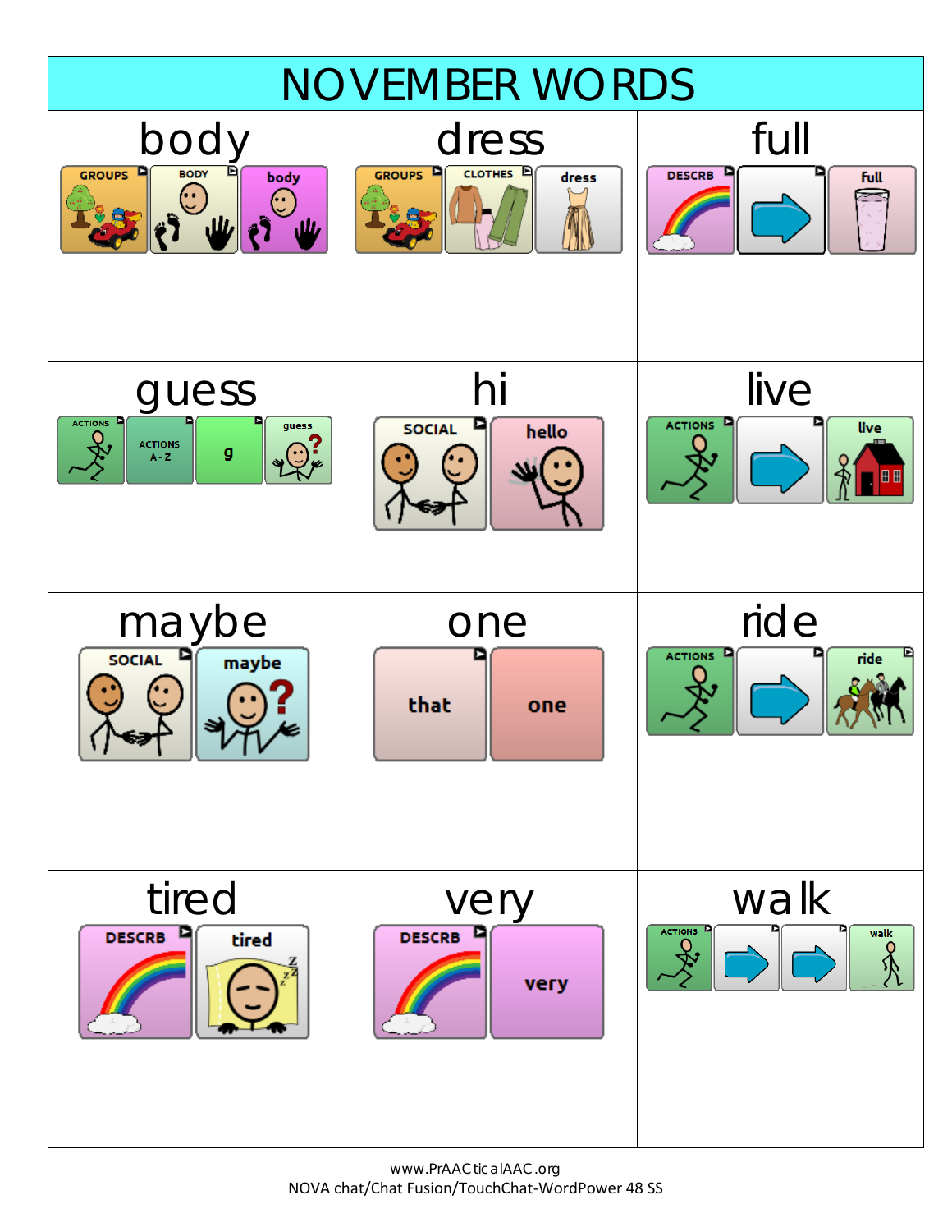# NOVEMBER WORDS

| body | dress | full |
|---|---|---|
| GROUPS → BODY → body | GROUPS → CLOTHES → dress | DESCRB → → full |
| **guess** | **hi** | **live** |
| ACTIONS → ACTIONS A-Z → g → guess | SOCIAL → hello | ACTIONS → → live |
| **maybe** | **one** | **ride** |
| SOCIAL → maybe | that → one | ACTIONS → → ride |
| **tired** | **very** | **walk** |
| DESCRB → tired | DESCRB → very | ACTIONS → → → walk |

www.PrAACticalAAC.org
NOVA chat/Chat Fusion/TouchChat-WordPower 48 SS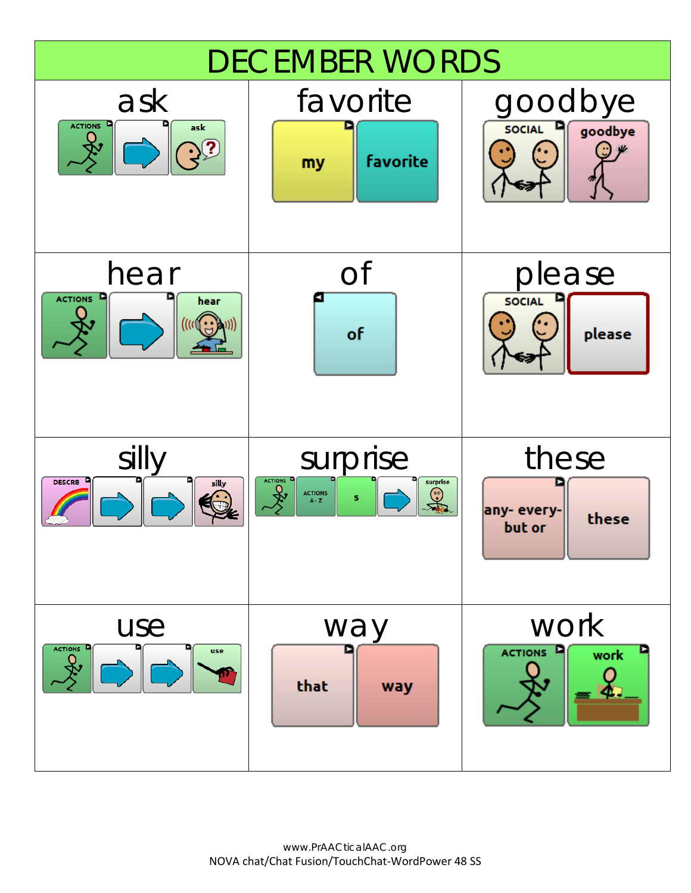# DECEMBER WORDS

| | | |
|---|---|---|
| ask<br>ACTIONS ask | favorite<br>my favorite | goodbye<br>SOCIAL goodbye |
| hear<br>ACTIONS hear | of<br>of | please<br>SOCIAL please |
| silly<br>DESCRB silly | surprise<br>ACTIONS ACTIONS A-Z s surprise | these<br>any- every- but or these |
| use<br>ACTIONS use | way<br>that way | work<br>ACTIONS work |

www.PrAACticalAAC.org
NOVA chat/Chat Fusion/TouchChat-WordPower 48 SS